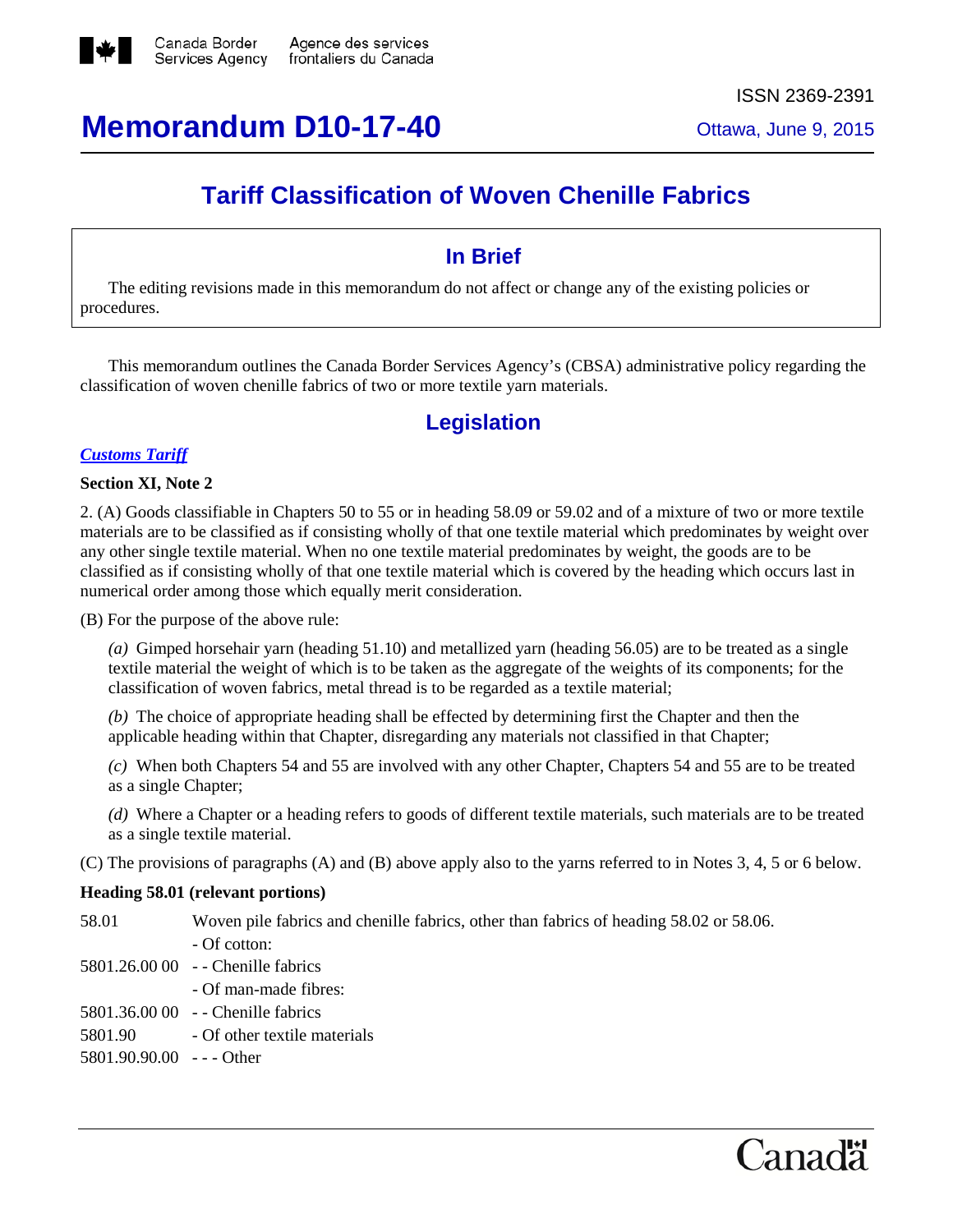Canada Border Services Agency / Agence des services frontaliers du Canada

ISSN 2369-2391

# Memorandum D10-17-40

Ottawa, June 9, 2015

## Tariff Classification of Woven Chenille Fabrics

### In Brief

The editing revisions made in this memorandum do not affect or change any of the existing policies or procedures.

This memorandum outlines the Canada Border Services Agency's (CBSA) administrative policy regarding the classification of woven chenille fabrics of two or more textile yarn materials.

## Legislation

***Customs Tariff***

**Section XI, Note 2**

2. (A) Goods classifiable in Chapters 50 to 55 or in heading 58.09 or 59.02 and of a mixture of two or more textile materials are to be classified as if consisting wholly of that one textile material which predominates by weight over any other single textile material. When no one textile material predominates by weight, the goods are to be classified as if consisting wholly of that one textile material which is covered by the heading which occurs last in numerical order among those which equally merit consideration.

(B) For the purpose of the above rule:

> *(a)* Gimped horsehair yarn (heading 51.10) and metallized yarn (heading 56.05) are to be treated as a single textile material the weight of which is to be taken as the aggregate of the weights of its components; for the classification of woven fabrics, metal thread is to be regarded as a textile material;
>
> *(b)* The choice of appropriate heading shall be effected by determining first the Chapter and then the applicable heading within that Chapter, disregarding any materials not classified in that Chapter;
>
> *(c)* When both Chapters 54 and 55 are involved with any other Chapter, Chapters 54 and 55 are to be treated as a single Chapter;
>
> *(d)* Where a Chapter or a heading refers to goods of different textile materials, such materials are to be treated as a single textile material.

(C) The provisions of paragraphs (A) and (B) above apply also to the yarns referred to in Notes 3, 4, 5 or 6 below.

**Heading 58.01 (relevant portions)**

| | |
|---|---|
| 58.01 | Woven pile fabrics and chenille fabrics, other than fabrics of heading 58.02 or 58.06. |
| | - Of cotton: |
| 5801.26.00 00 | - - Chenille fabrics |
| | - Of man-made fibres: |
| 5801.36.00 00 | - - Chenille fabrics |
| 5801.90 | - Of other textile materials |
| 5801.90.90.00 | - - - Other |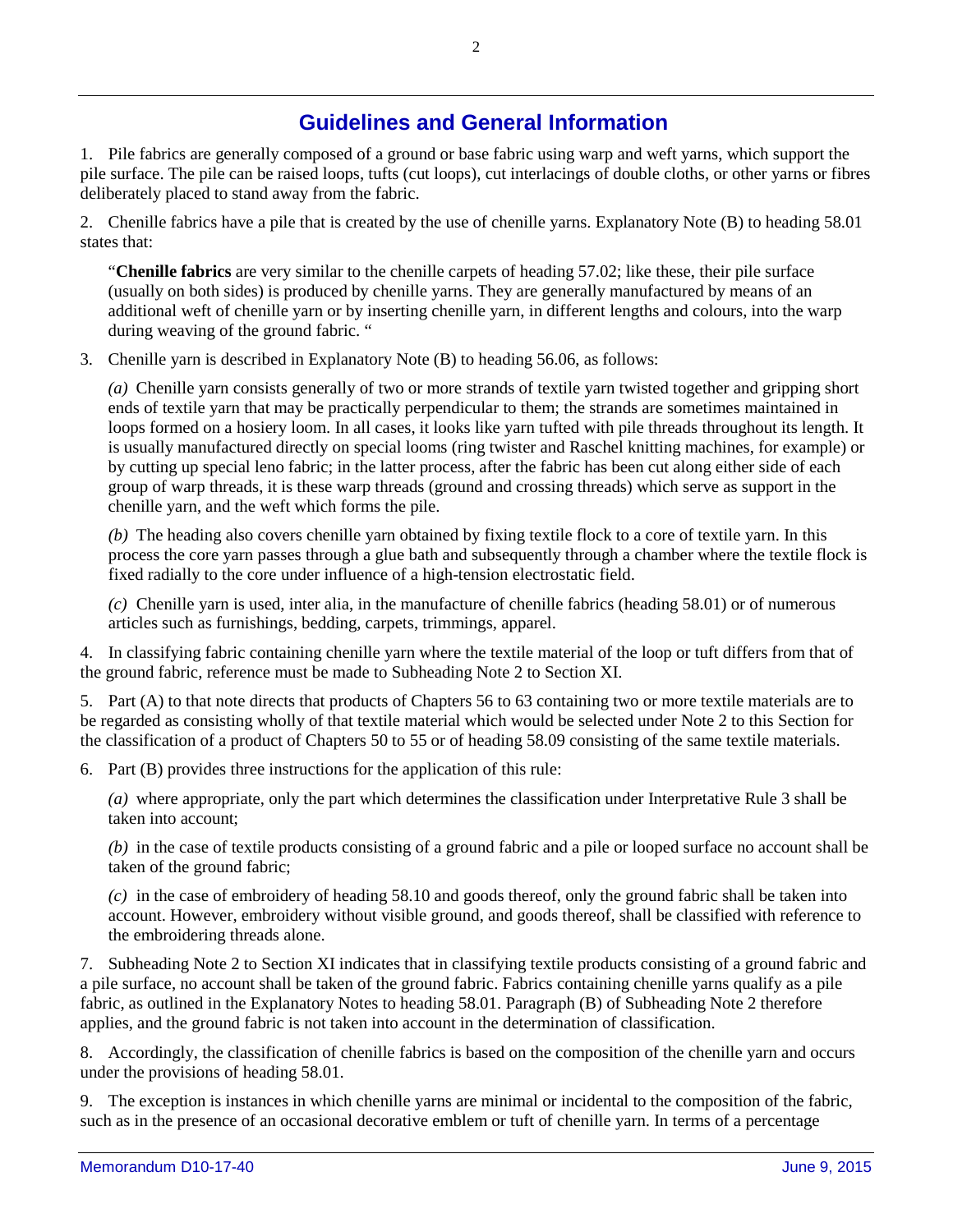## Guidelines and General Information

1. Pile fabrics are generally composed of a ground or base fabric using warp and weft yarns, which support the pile surface. The pile can be raised loops, tufts (cut loops), cut interlacings of double cloths, or other yarns or fibres deliberately placed to stand away from the fabric.

2. Chenille fabrics have a pile that is created by the use of chenille yarns. Explanatory Note (B) to heading 58.01 states that:

> "**Chenille fabrics** are very similar to the chenille carpets of heading 57.02; like these, their pile surface (usually on both sides) is produced by chenille yarns. They are generally manufactured by means of an additional weft of chenille yarn or by inserting chenille yarn, in different lengths and colours, into the warp during weaving of the ground fabric. "

3. Chenille yarn is described in Explanatory Note (B) to heading 56.06, as follows:

> *(a)* Chenille yarn consists generally of two or more strands of textile yarn twisted together and gripping short ends of textile yarn that may be practically perpendicular to them; the strands are sometimes maintained in loops formed on a hosiery loom. In all cases, it looks like yarn tufted with pile threads throughout its length. It is usually manufactured directly on special looms (ring twister and Raschel knitting machines, for example) or by cutting up special leno fabric; in the latter process, after the fabric has been cut along either side of each group of warp threads, it is these warp threads (ground and crossing threads) which serve as support in the chenille yarn, and the weft which forms the pile.
>
> *(b)* The heading also covers chenille yarn obtained by fixing textile flock to a core of textile yarn. In this process the core yarn passes through a glue bath and subsequently through a chamber where the textile flock is fixed radially to the core under influence of a high-tension electrostatic field.
>
> *(c)* Chenille yarn is used, inter alia, in the manufacture of chenille fabrics (heading 58.01) or of numerous articles such as furnishings, bedding, carpets, trimmings, apparel.

4. In classifying fabric containing chenille yarn where the textile material of the loop or tuft differs from that of the ground fabric, reference must be made to Subheading Note 2 to Section XI.

5. Part (A) to that note directs that products of Chapters 56 to 63 containing two or more textile materials are to be regarded as consisting wholly of that textile material which would be selected under Note 2 to this Section for the classification of a product of Chapters 50 to 55 or of heading 58.09 consisting of the same textile materials.

6. Part (B) provides three instructions for the application of this rule:

> *(a)* where appropriate, only the part which determines the classification under Interpretative Rule 3 shall be taken into account;
>
> *(b)* in the case of textile products consisting of a ground fabric and a pile or looped surface no account shall be taken of the ground fabric;
>
> *(c)* in the case of embroidery of heading 58.10 and goods thereof, only the ground fabric shall be taken into account. However, embroidery without visible ground, and goods thereof, shall be classified with reference to the embroidering threads alone.

7. Subheading Note 2 to Section XI indicates that in classifying textile products consisting of a ground fabric and a pile surface, no account shall be taken of the ground fabric. Fabrics containing chenille yarns qualify as a pile fabric, as outlined in the Explanatory Notes to heading 58.01. Paragraph (B) of Subheading Note 2 therefore applies, and the ground fabric is not taken into account in the determination of classification.

8. Accordingly, the classification of chenille fabrics is based on the composition of the chenille yarn and occurs under the provisions of heading 58.01.

9. The exception is instances in which chenille yarns are minimal or incidental to the composition of the fabric, such as in the presence of an occasional decorative emblem or tuft of chenille yarn. In terms of a percentage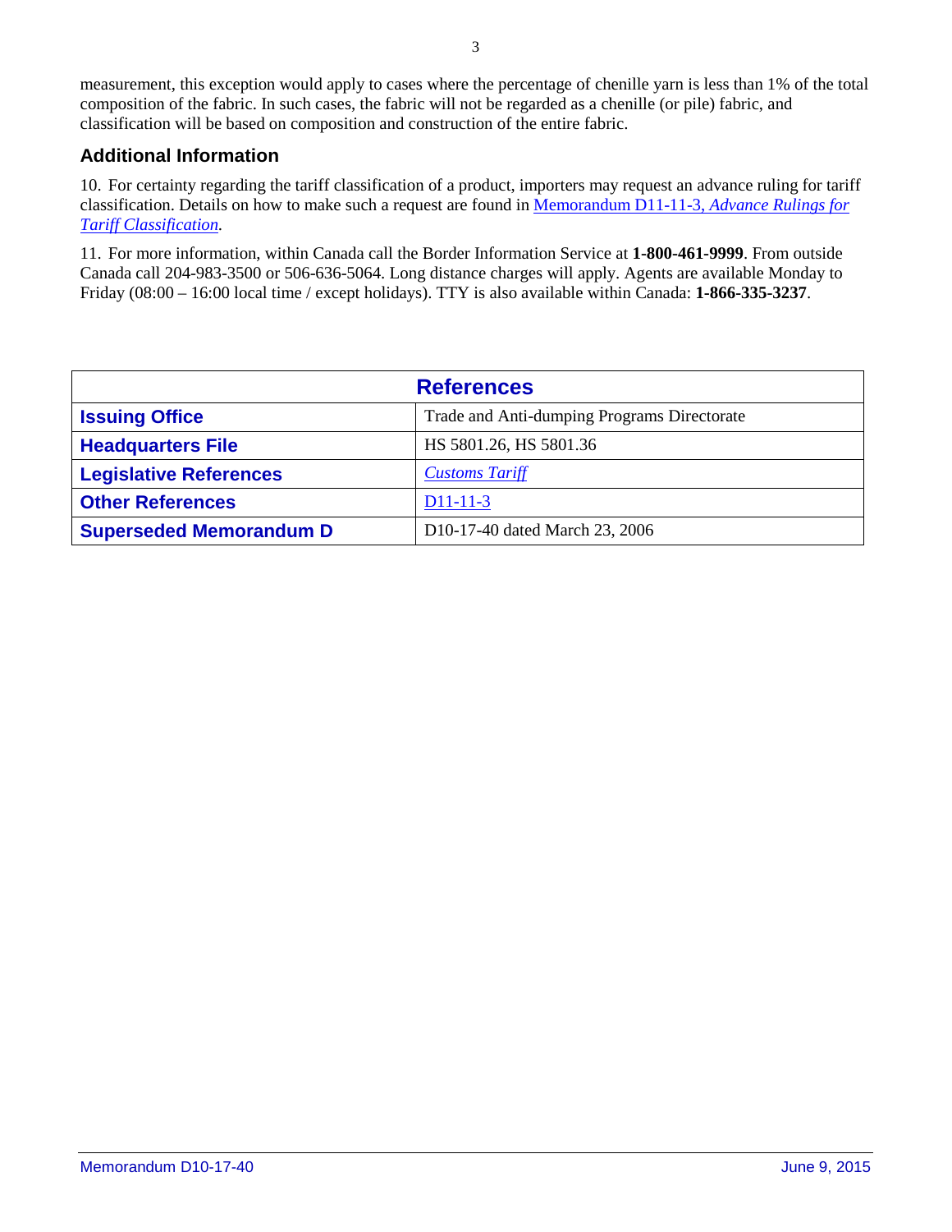measurement, this exception would apply to cases where the percentage of chenille yarn is less than 1% of the total composition of the fabric. In such cases, the fabric will not be regarded as a chenille (or pile) fabric, and classification will be based on composition and construction of the entire fabric.

## Additional Information

10. For certainty regarding the tariff classification of a product, importers may request an advance ruling for tariff classification. Details on how to make such a request are found in Memorandum D11-11-3, *Advance Rulings for Tariff Classification*.

11. For more information, within Canada call the Border Information Service at **1-800-461-9999**. From outside Canada call 204-983-3500 or 506-636-5064. Long distance charges will apply. Agents are available Monday to Friday (08:00 – 16:00 local time / except holidays). TTY is also available within Canada: **1-866-335-3237**.

| References | |
|---|---|
| **Issuing Office** | Trade and Anti-dumping Programs Directorate |
| **Headquarters File** | HS 5801.26, HS 5801.36 |
| **Legislative References** | *Customs Tariff* |
| **Other References** | D11-11-3 |
| **Superseded Memorandum D** | D10-17-40 dated March 23, 2006 |